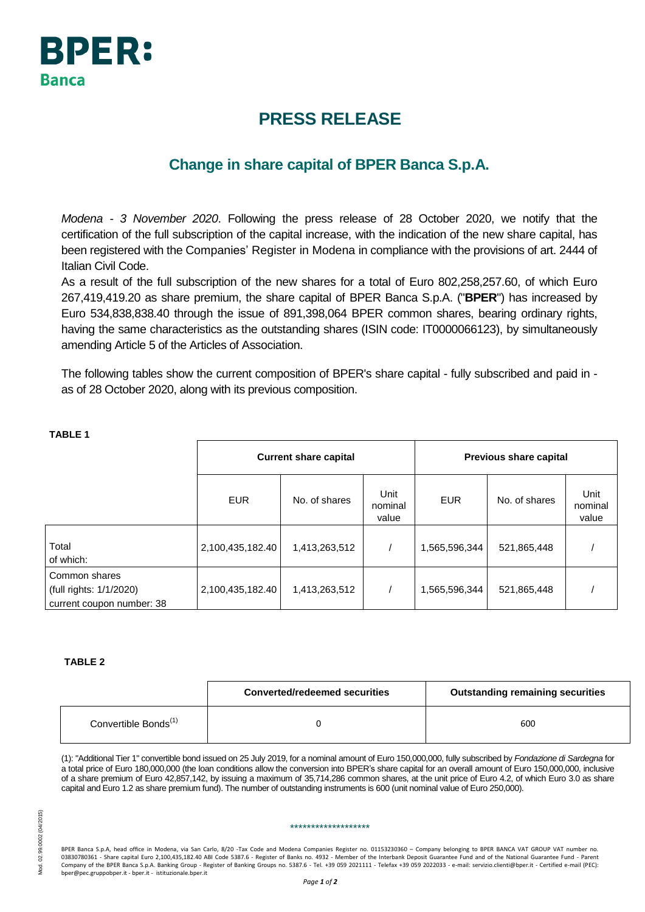BPER:
Banca

# PRESS RELEASE

## Change in share capital of BPER Banca S.p.A.

*Modena - 3 November 2020*. Following the press release of 28 October 2020, we notify that the certification of the full subscription of the capital increase, with the indication of the new share capital, has been registered with the Companies' Register in Modena in compliance with the provisions of art. 2444 of Italian Civil Code.

As a result of the full subscription of the new shares for a total of Euro 802,258,257.60, of which Euro 267,419,419.20 as share premium, the share capital of BPER Banca S.p.A. ("**BPER**") has increased by Euro 534,838,838.40 through the issue of 891,398,064 BPER common shares, bearing ordinary rights, having the same characteristics as the outstanding shares (ISIN code: IT0000066123), by simultaneously amending Article 5 of the Articles of Association.

The following tables show the current composition of BPER's share capital - fully subscribed and paid in - as of 28 October 2020, along with its previous composition.

**TABLE 1**

| | Current share capital | | | Previous share capital | | |
|---|---|---|---|---|---|---|
| | EUR | No. of shares | Unit nominal value | EUR | No. of shares | Unit nominal value |
| Total<br>of which: | 2,100,435,182.40 | 1,413,263,512 | / | 1,565,596,344 | 521,865,448 | / |
| Common shares<br>(full rights: 1/1/2020)<br>current coupon number: 38 | 2,100,435,182.40 | 1,413,263,512 | / | 1,565,596,344 | 521,865,448 | / |

**TABLE 2**

| | Converted/redeemed securities | Outstanding remaining securities |
|---|---|---|
| Convertible Bonds(1) | 0 | 600 |

(1): "Additional Tier 1" convertible bond issued on 25 July 2019, for a nominal amount of Euro 150,000,000, fully subscribed by *Fondazione di Sardegna* for a total price of Euro 180,000,000 (the loan conditions allow the conversion into BPER's share capital for an overall amount of Euro 150,000,000, inclusive of a share premium of Euro 42,857,142, by issuing a maximum of 35,714,286 common shares, at the unit price of Euro 4.2, of which Euro 3.0 as share capital and Euro 1.2 as share premium fund). The number of outstanding instruments is 600 (unit nominal value of Euro 250,000).

*******************

BPER Banca S.p.A, head office in Modena, via San Carlo, 8/20 -Tax Code and Modena Companies Register no. 01153230360 – Company belonging to BPER BANCA VAT GROUP VAT number no. 03830780361 - Share capital Euro 2,100,435,182.40 ABI Code 5387.6 - Register of Banks no. 4932 - Member of the Interbank Deposit Guarantee Fund and of the National Guarantee Fund - Parent Company of the BPER Banca S.p.A. Banking Group - Register of Banking Groups no. 5387.6 - Tel. +39 059 2021111 - Telefax +39 059 2022033 - e-mail: servizio.clienti@bper.it - Certified e-mail (PEC): bper@pec.gruppobper.it - bper.it - istituzionale.bper.it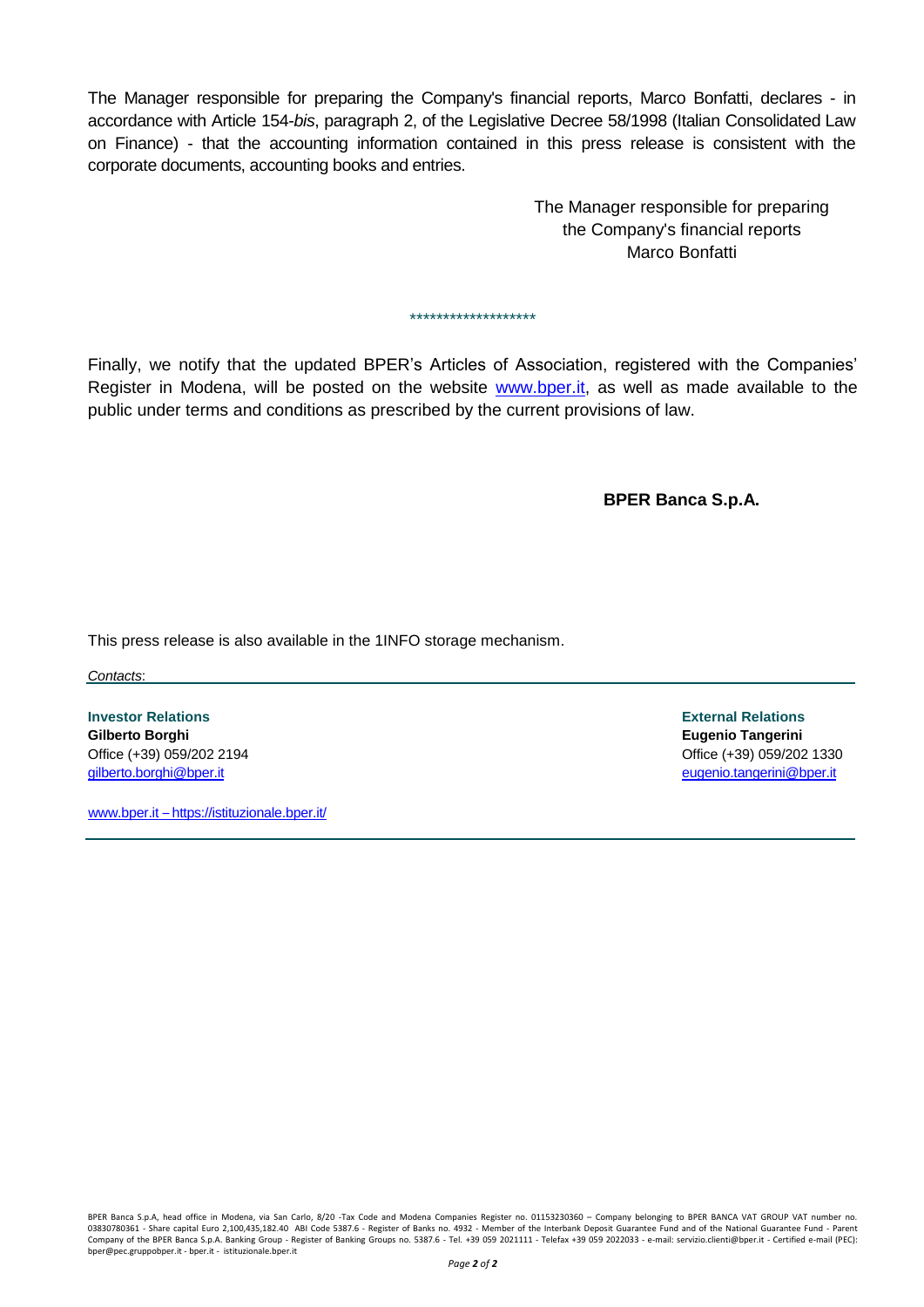The Manager responsible for preparing the Company's financial reports, Marco Bonfatti, declares - in accordance with Article 154-*bis*, paragraph 2, of the Legislative Decree 58/1998 (Italian Consolidated Law on Finance) - that the accounting information contained in this press release is consistent with the corporate documents, accounting books and entries.

The Manager responsible for preparing
the Company's financial reports
Marco Bonfatti

*******************

Finally, we notify that the updated BPER's Articles of Association, registered with the Companies' Register in Modena, will be posted on the website www.bper.it, as well as made available to the public under terms and conditions as prescribed by the current provisions of law.

**BPER Banca S.p.A.**

This press release is also available in the 1INFO storage mechanism.

*Contacts*:

**Investor Relations**
**Gilberto Borghi**
Office (+39) 059/202 2194
gilberto.borghi@bper.it

**External Relations**
**Eugenio Tangerini**
Office (+39) 059/202 1330
eugenio.tangerini@bper.it

www.bper.it – https://istituzionale.bper.it/

BPER Banca S.p.A, head office in Modena, via San Carlo, 8/20 -Tax Code and Modena Companies Register no. 01153230360 – Company belonging to BPER BANCA VAT GROUP VAT number no. 03830780361 - Share capital Euro 2,100,435,182.40 ABI Code 5387.6 - Register of Banks no. 4932 - Member of the Interbank Deposit Guarantee Fund and of the National Guarantee Fund - Parent Company of the BPER Banca S.p.A. Banking Group - Register of Banking Groups no. 5387.6 - Tel. +39 059 2021111 - Telefax +39 059 2022033 - e-mail: servizio.clienti@bper.it - Certified e-mail (PEC): bper@pec.gruppobper.it - bper.it - istituzionale.bper.it